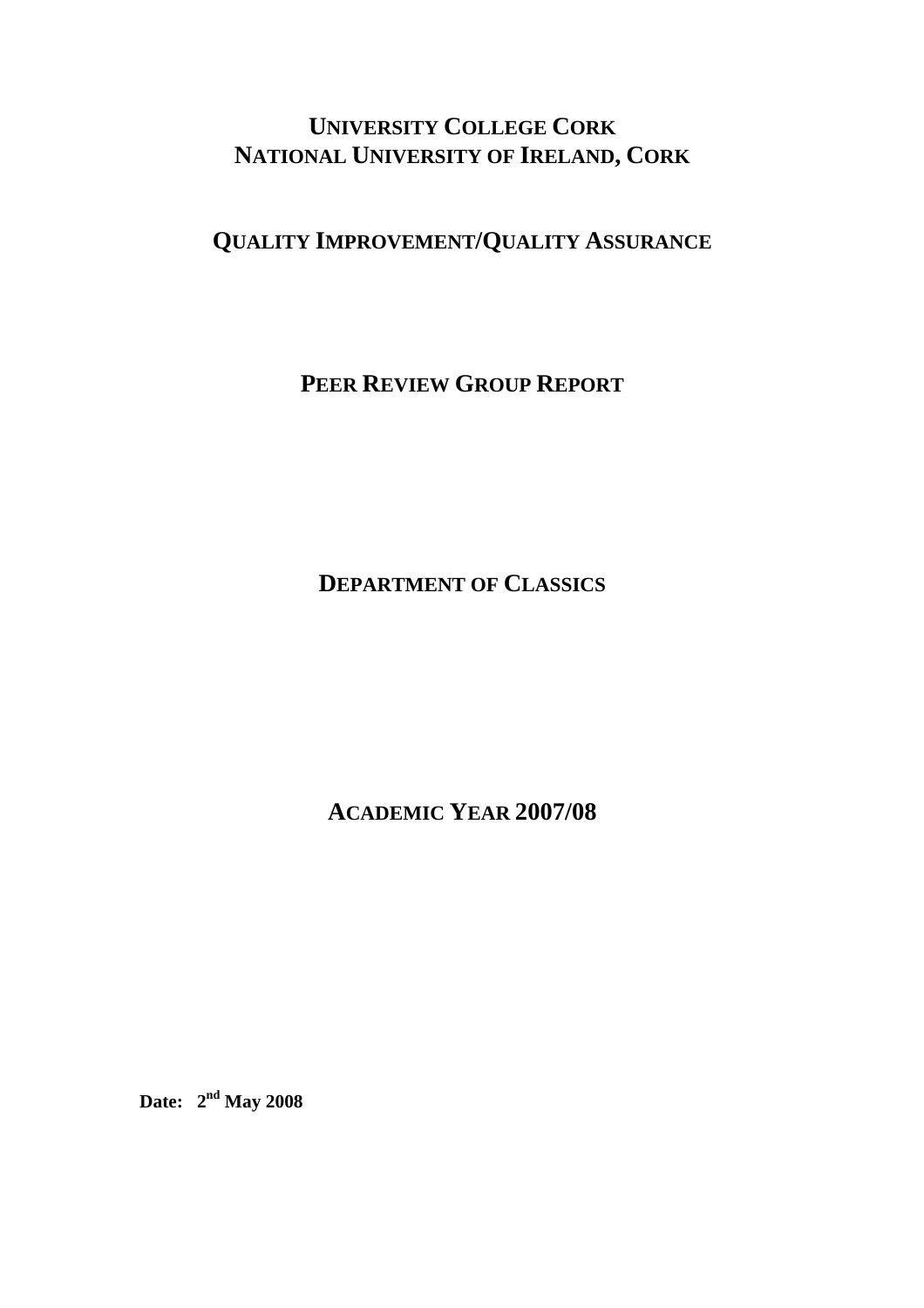# UNIVERSITY COLLEGE CORK
# NATIONAL UNIVERSITY OF IRELAND, CORK

## QUALITY IMPROVEMENT/QUALITY ASSURANCE

## PEER REVIEW GROUP REPORT

## DEPARTMENT OF CLASSICS

## ACADEMIC YEAR 2007/08

**Date: 2nd May 2008**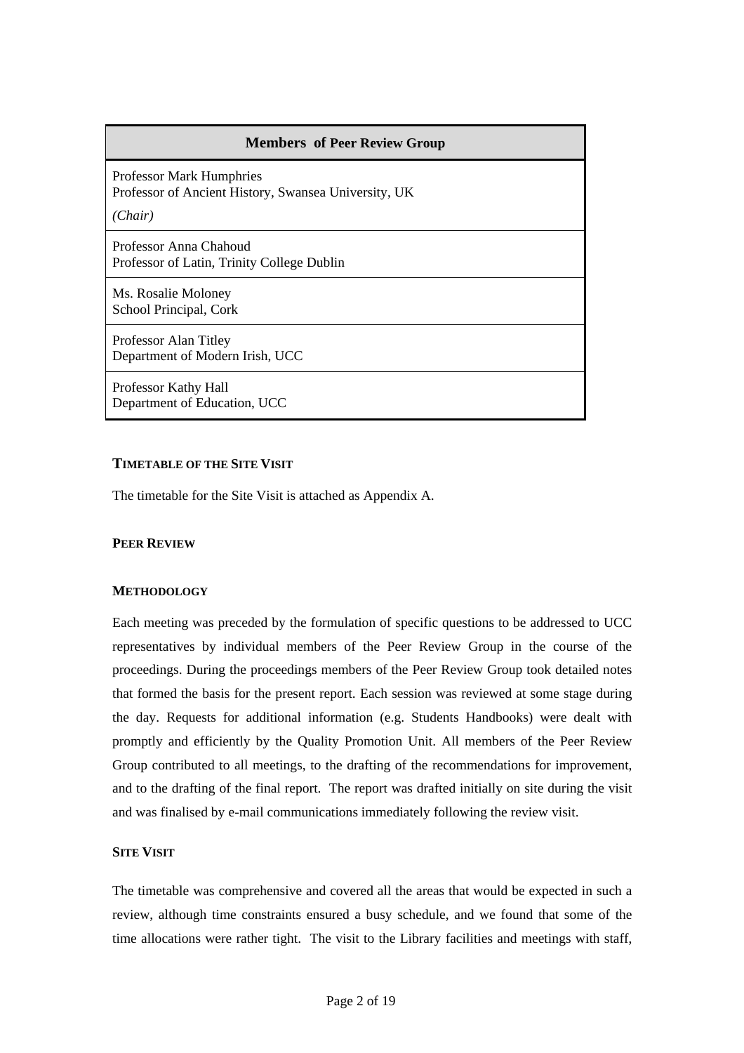| Members of Peer Review Group |
| --- |
| Professor Mark Humphries<br>Professor of Ancient History, Swansea University, UK<br>*(Chair)* |
| Professor Anna Chahoud<br>Professor of Latin, Trinity College Dublin |
| Ms. Rosalie Moloney<br>School Principal, Cork |
| Professor Alan Titley<br>Department of Modern Irish, UCC |
| Professor Kathy Hall<br>Department of Education, UCC |

## TIMETABLE OF THE SITE VISIT

The timetable for the Site Visit is attached as Appendix A.

## PEER REVIEW

### METHODOLOGY

Each meeting was preceded by the formulation of specific questions to be addressed to UCC representatives by individual members of the Peer Review Group in the course of the proceedings. During the proceedings members of the Peer Review Group took detailed notes that formed the basis for the present report. Each session was reviewed at some stage during the day. Requests for additional information (e.g. Students Handbooks) were dealt with promptly and efficiently by the Quality Promotion Unit. All members of the Peer Review Group contributed to all meetings, to the drafting of the recommendations for improvement, and to the drafting of the final report. The report was drafted initially on site during the visit and was finalised by e-mail communications immediately following the review visit.

### SITE VISIT

The timetable was comprehensive and covered all the areas that would be expected in such a review, although time constraints ensured a busy schedule, and we found that some of the time allocations were rather tight. The visit to the Library facilities and meetings with staff,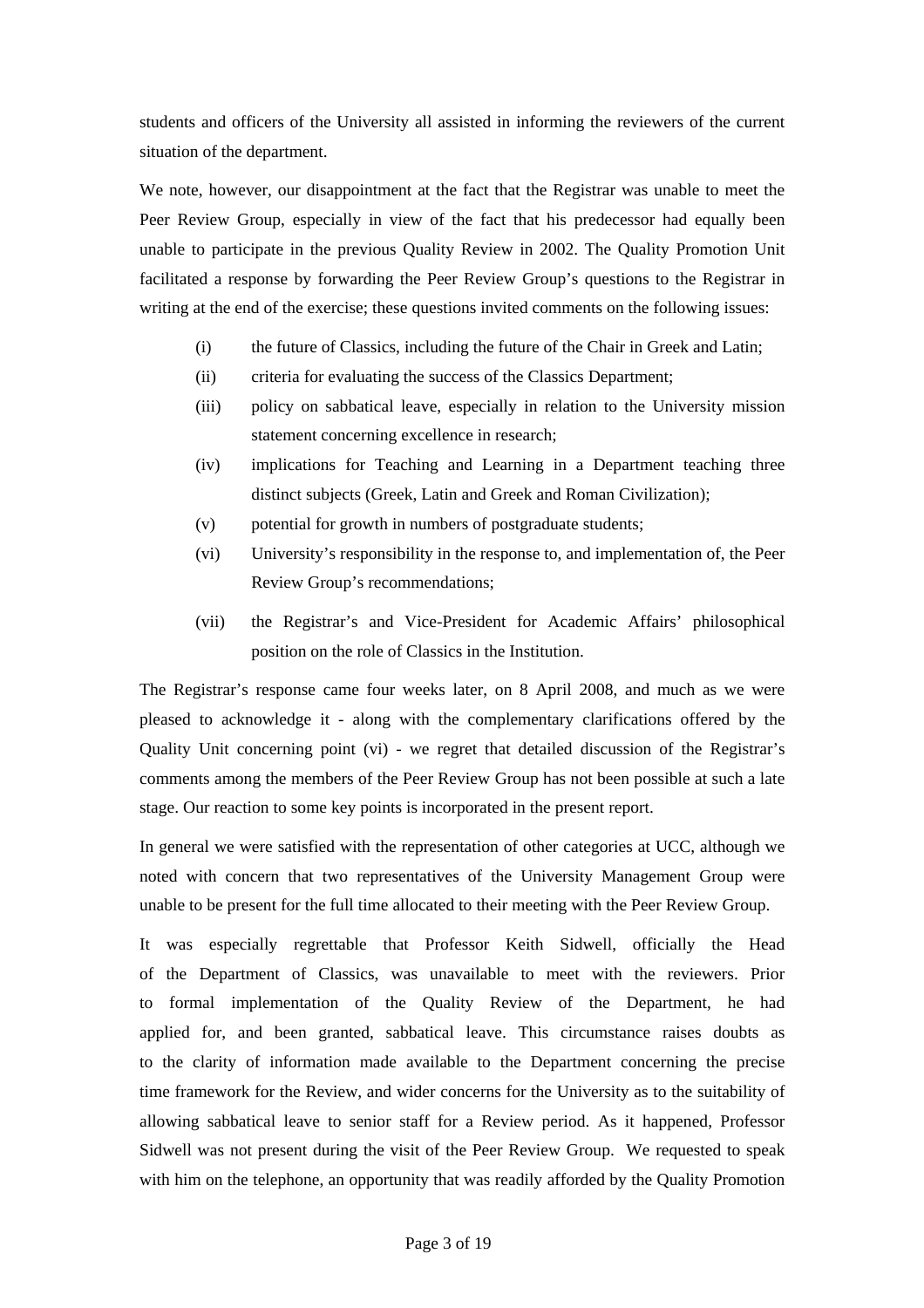students and officers of the University all assisted in informing the reviewers of the current situation of the department.

We note, however, our disappointment at the fact that the Registrar was unable to meet the Peer Review Group, especially in view of the fact that his predecessor had equally been unable to participate in the previous Quality Review in 2002. The Quality Promotion Unit facilitated a response by forwarding the Peer Review Group's questions to the Registrar in writing at the end of the exercise; these questions invited comments on the following issues:

(i) the future of Classics, including the future of the Chair in Greek and Latin;

(ii) criteria for evaluating the success of the Classics Department;

(iii) policy on sabbatical leave, especially in relation to the University mission statement concerning excellence in research;

(iv) implications for Teaching and Learning in a Department teaching three distinct subjects (Greek, Latin and Greek and Roman Civilization);

(v) potential for growth in numbers of postgraduate students;

(vi) University's responsibility in the response to, and implementation of, the Peer Review Group's recommendations;

(vii) the Registrar's and Vice-President for Academic Affairs' philosophical position on the role of Classics in the Institution.

The Registrar's response came four weeks later, on 8 April 2008, and much as we were pleased to acknowledge it - along with the complementary clarifications offered by the Quality Unit concerning point (vi) - we regret that detailed discussion of the Registrar's comments among the members of the Peer Review Group has not been possible at such a late stage. Our reaction to some key points is incorporated in the present report.

In general we were satisfied with the representation of other categories at UCC, although we noted with concern that two representatives of the University Management Group were unable to be present for the full time allocated to their meeting with the Peer Review Group.

It was especially regrettable that Professor Keith Sidwell, officially the Head of the Department of Classics, was unavailable to meet with the reviewers. Prior to formal implementation of the Quality Review of the Department, he had applied for, and been granted, sabbatical leave. This circumstance raises doubts as to the clarity of information made available to the Department concerning the precise time framework for the Review, and wider concerns for the University as to the suitability of allowing sabbatical leave to senior staff for a Review period. As it happened, Professor Sidwell was not present during the visit of the Peer Review Group. We requested to speak with him on the telephone, an opportunity that was readily afforded by the Quality Promotion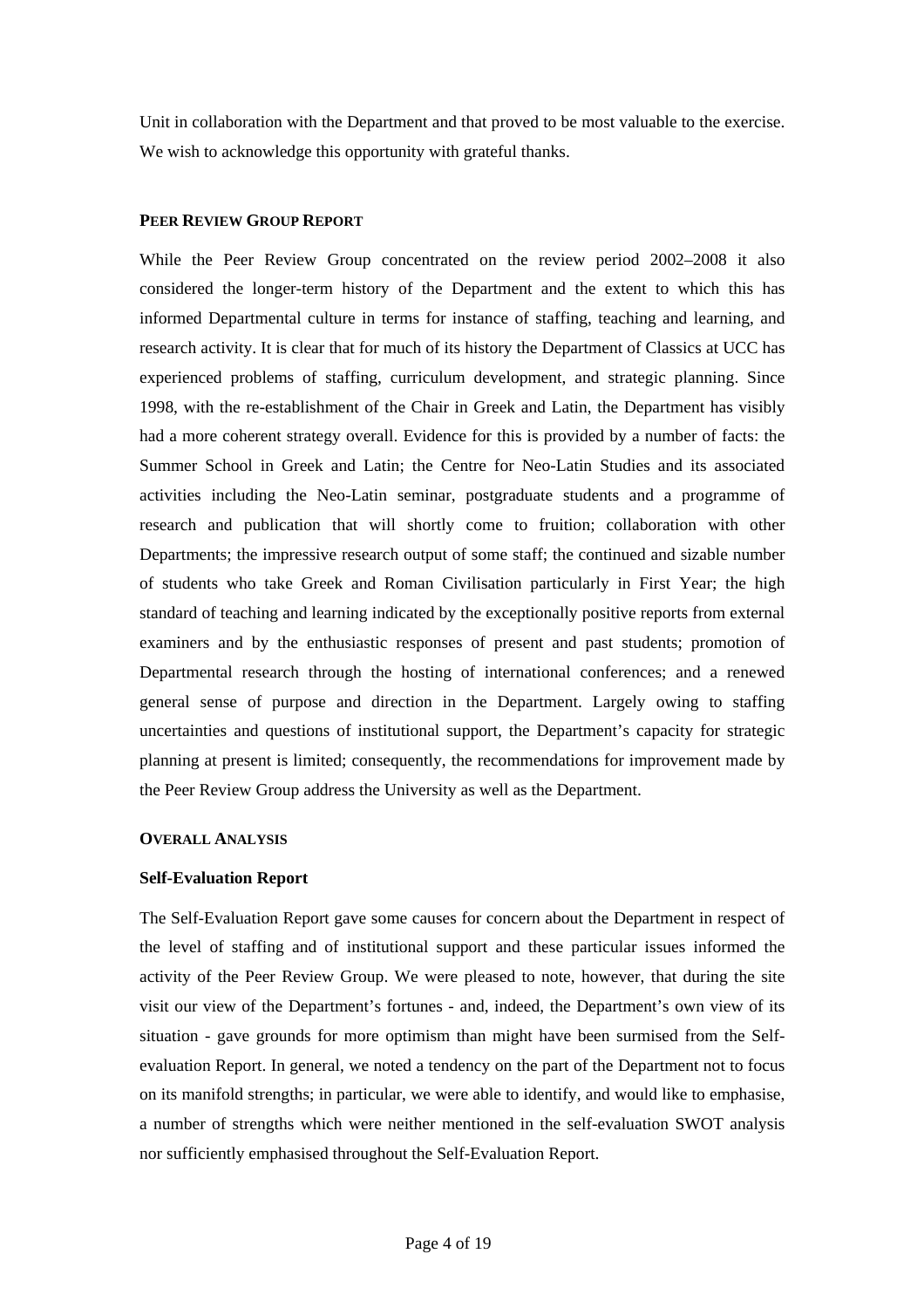Unit in collaboration with the Department and that proved to be most valuable to the exercise. We wish to acknowledge this opportunity with grateful thanks.

## PEER REVIEW GROUP REPORT

While the Peer Review Group concentrated on the review period 2002–2008 it also considered the longer-term history of the Department and the extent to which this has informed Departmental culture in terms for instance of staffing, teaching and learning, and research activity. It is clear that for much of its history the Department of Classics at UCC has experienced problems of staffing, curriculum development, and strategic planning. Since 1998, with the re-establishment of the Chair in Greek and Latin, the Department has visibly had a more coherent strategy overall. Evidence for this is provided by a number of facts: the Summer School in Greek and Latin; the Centre for Neo-Latin Studies and its associated activities including the Neo-Latin seminar, postgraduate students and a programme of research and publication that will shortly come to fruition; collaboration with other Departments; the impressive research output of some staff; the continued and sizable number of students who take Greek and Roman Civilisation particularly in First Year; the high standard of teaching and learning indicated by the exceptionally positive reports from external examiners and by the enthusiastic responses of present and past students; promotion of Departmental research through the hosting of international conferences; and a renewed general sense of purpose and direction in the Department. Largely owing to staffing uncertainties and questions of institutional support, the Department's capacity for strategic planning at present is limited; consequently, the recommendations for improvement made by the Peer Review Group address the University as well as the Department.

## OVERALL ANALYSIS

### Self-Evaluation Report

The Self-Evaluation Report gave some causes for concern about the Department in respect of the level of staffing and of institutional support and these particular issues informed the activity of the Peer Review Group. We were pleased to note, however, that during the site visit our view of the Department's fortunes - and, indeed, the Department's own view of its situation - gave grounds for more optimism than might have been surmised from the Self-evaluation Report. In general, we noted a tendency on the part of the Department not to focus on its manifold strengths; in particular, we were able to identify, and would like to emphasise, a number of strengths which were neither mentioned in the self-evaluation SWOT analysis nor sufficiently emphasised throughout the Self-Evaluation Report.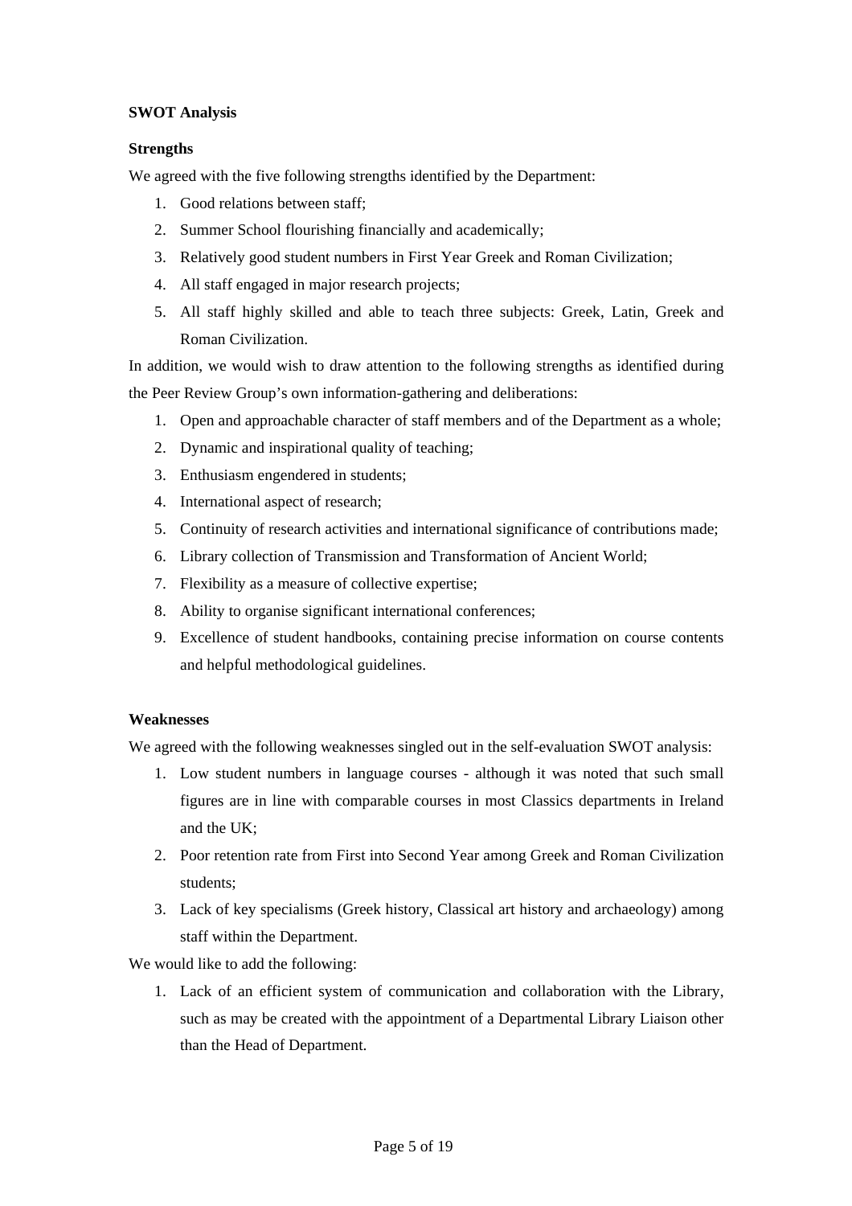**SWOT Analysis**

**Strengths**

We agreed with the five following strengths identified by the Department:

1. Good relations between staff;
2. Summer School flourishing financially and academically;
3. Relatively good student numbers in First Year Greek and Roman Civilization;
4. All staff engaged in major research projects;
5. All staff highly skilled and able to teach three subjects: Greek, Latin, Greek and Roman Civilization.

In addition, we would wish to draw attention to the following strengths as identified during the Peer Review Group's own information-gathering and deliberations:

1. Open and approachable character of staff members and of the Department as a whole;
2. Dynamic and inspirational quality of teaching;
3. Enthusiasm engendered in students;
4. International aspect of research;
5. Continuity of research activities and international significance of contributions made;
6. Library collection of Transmission and Transformation of Ancient World;
7. Flexibility as a measure of collective expertise;
8. Ability to organise significant international conferences;
9. Excellence of student handbooks, containing precise information on course contents and helpful methodological guidelines.

**Weaknesses**

We agreed with the following weaknesses singled out in the self-evaluation SWOT analysis:

1. Low student numbers in language courses - although it was noted that such small figures are in line with comparable courses in most Classics departments in Ireland and the UK;
2. Poor retention rate from First into Second Year among Greek and Roman Civilization students;
3. Lack of key specialisms (Greek history, Classical art history and archaeology) among staff within the Department.

We would like to add the following:

1. Lack of an efficient system of communication and collaboration with the Library, such as may be created with the appointment of a Departmental Library Liaison other than the Head of Department.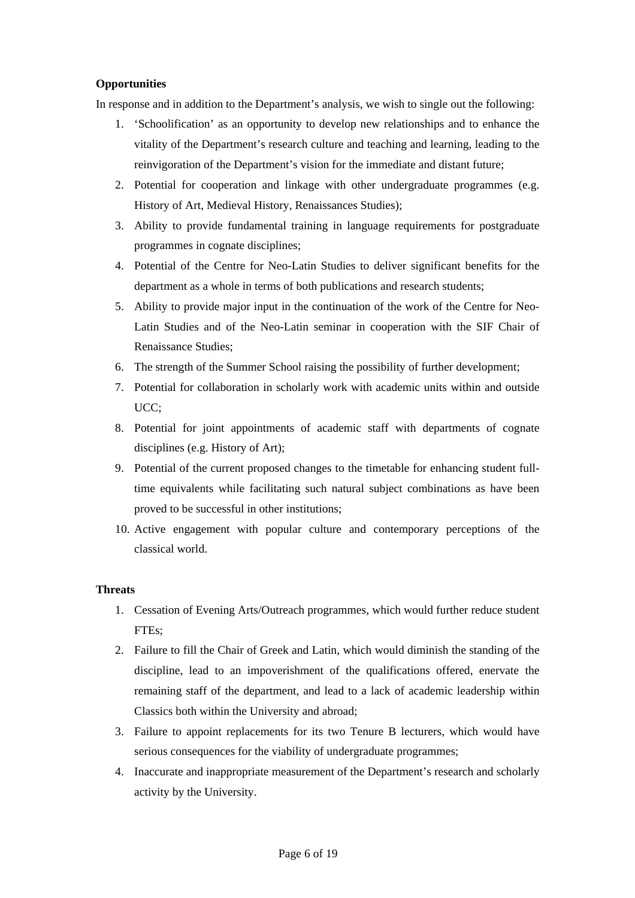**Opportunities**

In response and in addition to the Department's analysis, we wish to single out the following:

1. 'Schoolification' as an opportunity to develop new relationships and to enhance the vitality of the Department's research culture and teaching and learning, leading to the reinvigoration of the Department's vision for the immediate and distant future;
2. Potential for cooperation and linkage with other undergraduate programmes (e.g. History of Art, Medieval History, Renaissances Studies);
3. Ability to provide fundamental training in language requirements for postgraduate programmes in cognate disciplines;
4. Potential of the Centre for Neo-Latin Studies to deliver significant benefits for the department as a whole in terms of both publications and research students;
5. Ability to provide major input in the continuation of the work of the Centre for Neo-Latin Studies and of the Neo-Latin seminar in cooperation with the SIF Chair of Renaissance Studies;
6. The strength of the Summer School raising the possibility of further development;
7. Potential for collaboration in scholarly work with academic units within and outside UCC;
8. Potential for joint appointments of academic staff with departments of cognate disciplines (e.g. History of Art);
9. Potential of the current proposed changes to the timetable for enhancing student full-time equivalents while facilitating such natural subject combinations as have been proved to be successful in other institutions;
10. Active engagement with popular culture and contemporary perceptions of the classical world.

**Threats**

1. Cessation of Evening Arts/Outreach programmes, which would further reduce student FTEs;
2. Failure to fill the Chair of Greek and Latin, which would diminish the standing of the discipline, lead to an impoverishment of the qualifications offered, enervate the remaining staff of the department, and lead to a lack of academic leadership within Classics both within the University and abroad;
3. Failure to appoint replacements for its two Tenure B lecturers, which would have serious consequences for the viability of undergraduate programmes;
4. Inaccurate and inappropriate measurement of the Department's research and scholarly activity by the University.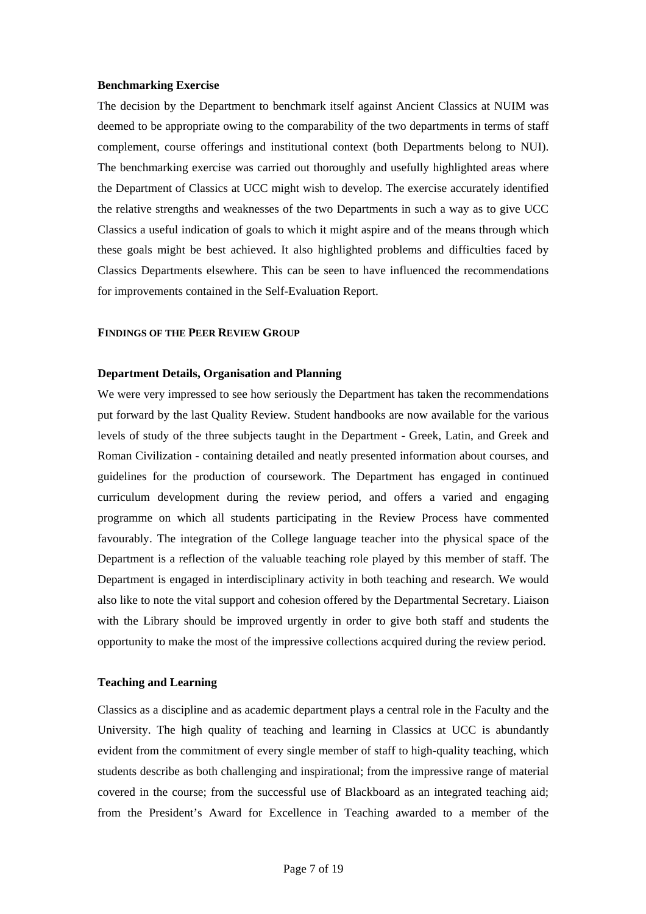**Benchmarking Exercise**

The decision by the Department to benchmark itself against Ancient Classics at NUIM was deemed to be appropriate owing to the comparability of the two departments in terms of staff complement, course offerings and institutional context (both Departments belong to NUI). The benchmarking exercise was carried out thoroughly and usefully highlighted areas where the Department of Classics at UCC might wish to develop. The exercise accurately identified the relative strengths and weaknesses of the two Departments in such a way as to give UCC Classics a useful indication of goals to which it might aspire and of the means through which these goals might be best achieved. It also highlighted problems and difficulties faced by Classics Departments elsewhere. This can be seen to have influenced the recommendations for improvements contained in the Self-Evaluation Report.

## FINDINGS OF THE PEER REVIEW GROUP

**Department Details, Organisation and Planning**

We were very impressed to see how seriously the Department has taken the recommendations put forward by the last Quality Review. Student handbooks are now available for the various levels of study of the three subjects taught in the Department - Greek, Latin, and Greek and Roman Civilization - containing detailed and neatly presented information about courses, and guidelines for the production of coursework. The Department has engaged in continued curriculum development during the review period, and offers a varied and engaging programme on which all students participating in the Review Process have commented favourably. The integration of the College language teacher into the physical space of the Department is a reflection of the valuable teaching role played by this member of staff. The Department is engaged in interdisciplinary activity in both teaching and research. We would also like to note the vital support and cohesion offered by the Departmental Secretary. Liaison with the Library should be improved urgently in order to give both staff and students the opportunity to make the most of the impressive collections acquired during the review period.

**Teaching and Learning**

Classics as a discipline and as academic department plays a central role in the Faculty and the University. The high quality of teaching and learning in Classics at UCC is abundantly evident from the commitment of every single member of staff to high-quality teaching, which students describe as both challenging and inspirational; from the impressive range of material covered in the course; from the successful use of Blackboard as an integrated teaching aid; from the President's Award for Excellence in Teaching awarded to a member of the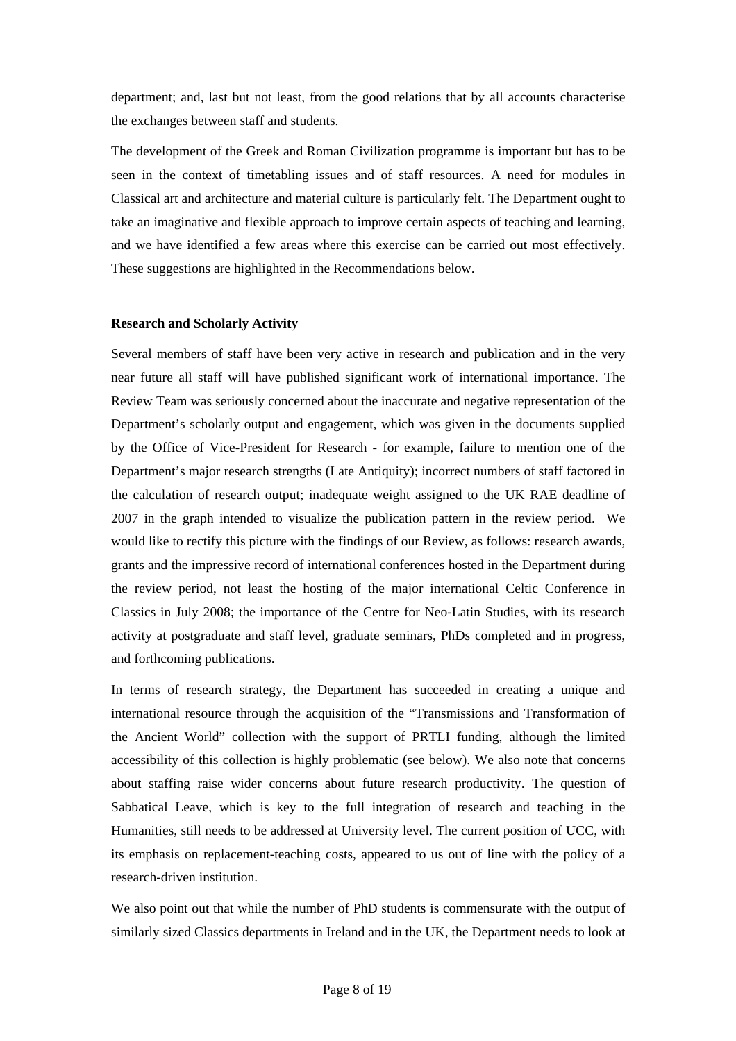department; and, last but not least, from the good relations that by all accounts characterise the exchanges between staff and students.

The development of the Greek and Roman Civilization programme is important but has to be seen in the context of timetabling issues and of staff resources. A need for modules in Classical art and architecture and material culture is particularly felt. The Department ought to take an imaginative and flexible approach to improve certain aspects of teaching and learning, and we have identified a few areas where this exercise can be carried out most effectively. These suggestions are highlighted in the Recommendations below.

**Research and Scholarly Activity**

Several members of staff have been very active in research and publication and in the very near future all staff will have published significant work of international importance. The Review Team was seriously concerned about the inaccurate and negative representation of the Department's scholarly output and engagement, which was given in the documents supplied by the Office of Vice-President for Research - for example, failure to mention one of the Department's major research strengths (Late Antiquity); incorrect numbers of staff factored in the calculation of research output; inadequate weight assigned to the UK RAE deadline of 2007 in the graph intended to visualize the publication pattern in the review period. We would like to rectify this picture with the findings of our Review, as follows: research awards, grants and the impressive record of international conferences hosted in the Department during the review period, not least the hosting of the major international Celtic Conference in Classics in July 2008; the importance of the Centre for Neo-Latin Studies, with its research activity at postgraduate and staff level, graduate seminars, PhDs completed and in progress, and forthcoming publications.

In terms of research strategy, the Department has succeeded in creating a unique and international resource through the acquisition of the "Transmissions and Transformation of the Ancient World" collection with the support of PRTLI funding, although the limited accessibility of this collection is highly problematic (see below). We also note that concerns about staffing raise wider concerns about future research productivity. The question of Sabbatical Leave, which is key to the full integration of research and teaching in the Humanities, still needs to be addressed at University level. The current position of UCC, with its emphasis on replacement-teaching costs, appeared to us out of line with the policy of a research-driven institution.

We also point out that while the number of PhD students is commensurate with the output of similarly sized Classics departments in Ireland and in the UK, the Department needs to look at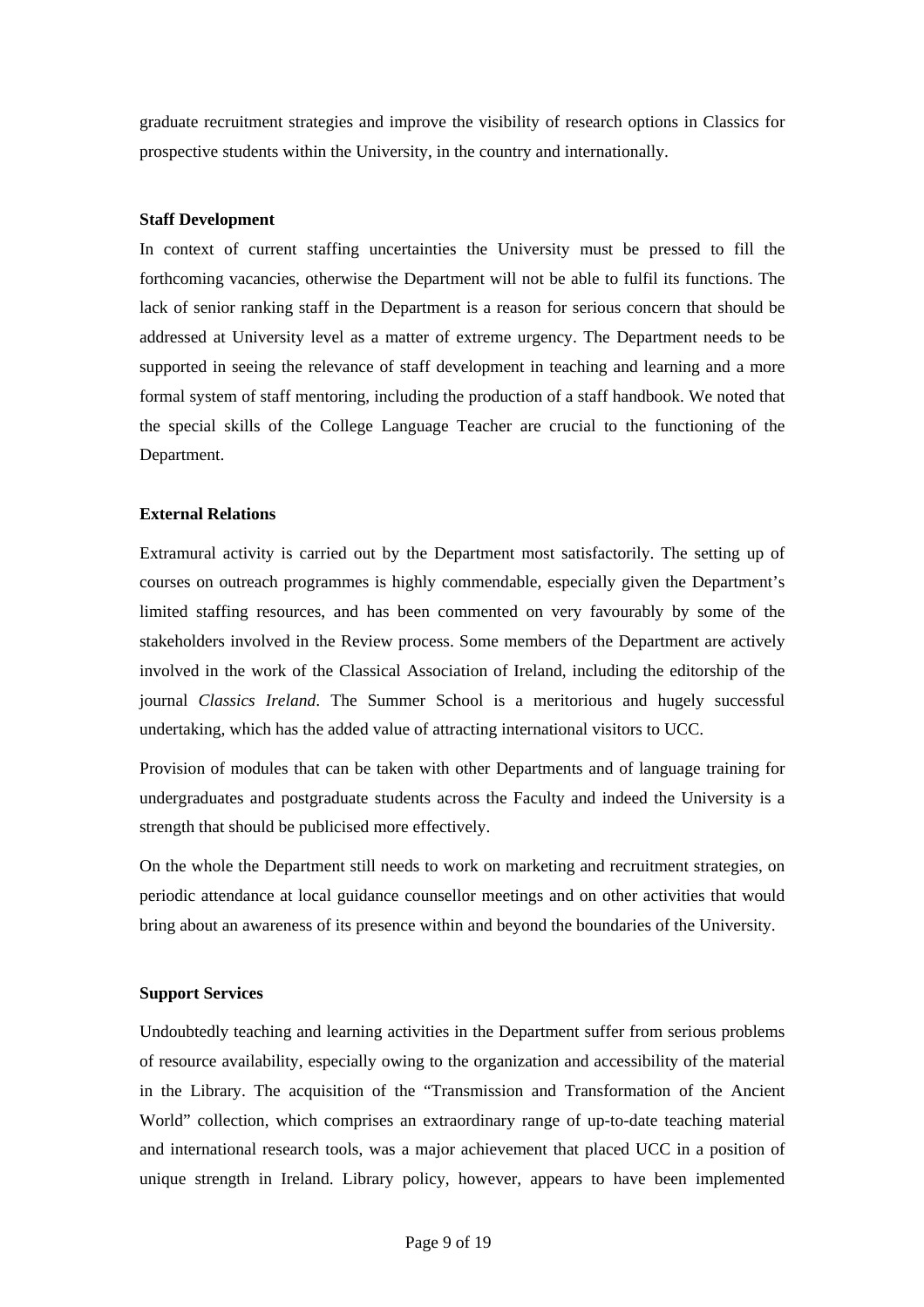graduate recruitment strategies and improve the visibility of research options in Classics for prospective students within the University, in the country and internationally.

**Staff Development**

In context of current staffing uncertainties the University must be pressed to fill the forthcoming vacancies, otherwise the Department will not be able to fulfil its functions. The lack of senior ranking staff in the Department is a reason for serious concern that should be addressed at University level as a matter of extreme urgency. The Department needs to be supported in seeing the relevance of staff development in teaching and learning and a more formal system of staff mentoring, including the production of a staff handbook. We noted that the special skills of the College Language Teacher are crucial to the functioning of the Department.

**External Relations**

Extramural activity is carried out by the Department most satisfactorily. The setting up of courses on outreach programmes is highly commendable, especially given the Department's limited staffing resources, and has been commented on very favourably by some of the stakeholders involved in the Review process. Some members of the Department are actively involved in the work of the Classical Association of Ireland, including the editorship of the journal *Classics Ireland*. The Summer School is a meritorious and hugely successful undertaking, which has the added value of attracting international visitors to UCC.

Provision of modules that can be taken with other Departments and of language training for undergraduates and postgraduate students across the Faculty and indeed the University is a strength that should be publicised more effectively.

On the whole the Department still needs to work on marketing and recruitment strategies, on periodic attendance at local guidance counsellor meetings and on other activities that would bring about an awareness of its presence within and beyond the boundaries of the University.

**Support Services**

Undoubtedly teaching and learning activities in the Department suffer from serious problems of resource availability, especially owing to the organization and accessibility of the material in the Library. The acquisition of the "Transmission and Transformation of the Ancient World" collection, which comprises an extraordinary range of up-to-date teaching material and international research tools, was a major achievement that placed UCC in a position of unique strength in Ireland. Library policy, however, appears to have been implemented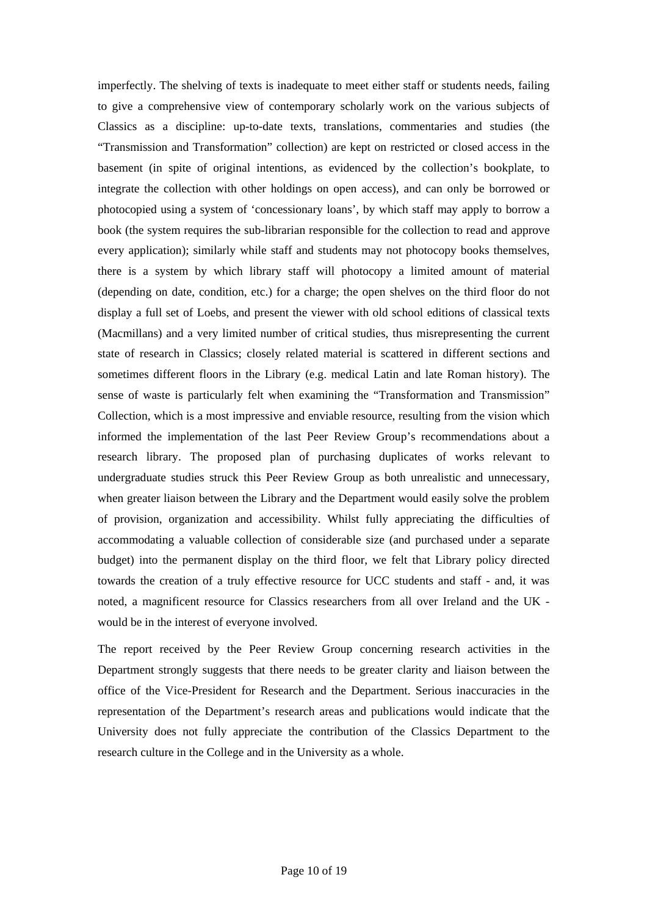imperfectly. The shelving of texts is inadequate to meet either staff or students needs, failing to give a comprehensive view of contemporary scholarly work on the various subjects of Classics as a discipline: up-to-date texts, translations, commentaries and studies (the "Transmission and Transformation" collection) are kept on restricted or closed access in the basement (in spite of original intentions, as evidenced by the collection's bookplate, to integrate the collection with other holdings on open access), and can only be borrowed or photocopied using a system of 'concessionary loans', by which staff may apply to borrow a book (the system requires the sub-librarian responsible for the collection to read and approve every application); similarly while staff and students may not photocopy books themselves, there is a system by which library staff will photocopy a limited amount of material (depending on date, condition, etc.) for a charge; the open shelves on the third floor do not display a full set of Loebs, and present the viewer with old school editions of classical texts (Macmillans) and a very limited number of critical studies, thus misrepresenting the current state of research in Classics; closely related material is scattered in different sections and sometimes different floors in the Library (e.g. medical Latin and late Roman history). The sense of waste is particularly felt when examining the "Transformation and Transmission" Collection, which is a most impressive and enviable resource, resulting from the vision which informed the implementation of the last Peer Review Group's recommendations about a research library. The proposed plan of purchasing duplicates of works relevant to undergraduate studies struck this Peer Review Group as both unrealistic and unnecessary, when greater liaison between the Library and the Department would easily solve the problem of provision, organization and accessibility. Whilst fully appreciating the difficulties of accommodating a valuable collection of considerable size (and purchased under a separate budget) into the permanent display on the third floor, we felt that Library policy directed towards the creation of a truly effective resource for UCC students and staff - and, it was noted, a magnificent resource for Classics researchers from all over Ireland and the UK - would be in the interest of everyone involved.

The report received by the Peer Review Group concerning research activities in the Department strongly suggests that there needs to be greater clarity and liaison between the office of the Vice-President for Research and the Department. Serious inaccuracies in the representation of the Department's research areas and publications would indicate that the University does not fully appreciate the contribution of the Classics Department to the research culture in the College and in the University as a whole.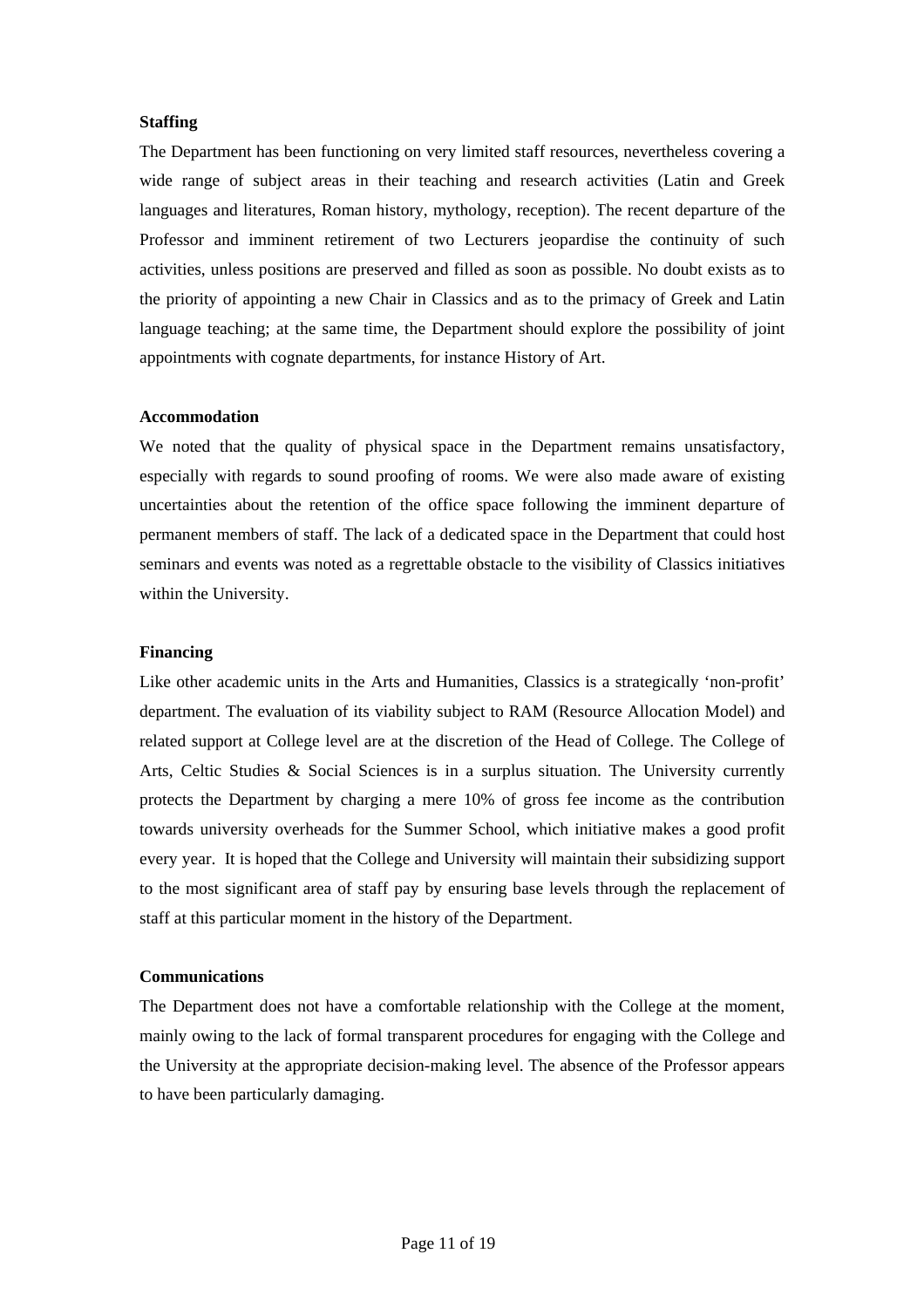**Staffing**

The Department has been functioning on very limited staff resources, nevertheless covering a wide range of subject areas in their teaching and research activities (Latin and Greek languages and literatures, Roman history, mythology, reception). The recent departure of the Professor and imminent retirement of two Lecturers jeopardise the continuity of such activities, unless positions are preserved and filled as soon as possible. No doubt exists as to the priority of appointing a new Chair in Classics and as to the primacy of Greek and Latin language teaching; at the same time, the Department should explore the possibility of joint appointments with cognate departments, for instance History of Art.

**Accommodation**

We noted that the quality of physical space in the Department remains unsatisfactory, especially with regards to sound proofing of rooms. We were also made aware of existing uncertainties about the retention of the office space following the imminent departure of permanent members of staff. The lack of a dedicated space in the Department that could host seminars and events was noted as a regrettable obstacle to the visibility of Classics initiatives within the University.

**Financing**

Like other academic units in the Arts and Humanities, Classics is a strategically 'non-profit' department. The evaluation of its viability subject to RAM (Resource Allocation Model) and related support at College level are at the discretion of the Head of College. The College of Arts, Celtic Studies & Social Sciences is in a surplus situation. The University currently protects the Department by charging a mere 10% of gross fee income as the contribution towards university overheads for the Summer School, which initiative makes a good profit every year. It is hoped that the College and University will maintain their subsidizing support to the most significant area of staff pay by ensuring base levels through the replacement of staff at this particular moment in the history of the Department.

**Communications**

The Department does not have a comfortable relationship with the College at the moment, mainly owing to the lack of formal transparent procedures for engaging with the College and the University at the appropriate decision-making level. The absence of the Professor appears to have been particularly damaging.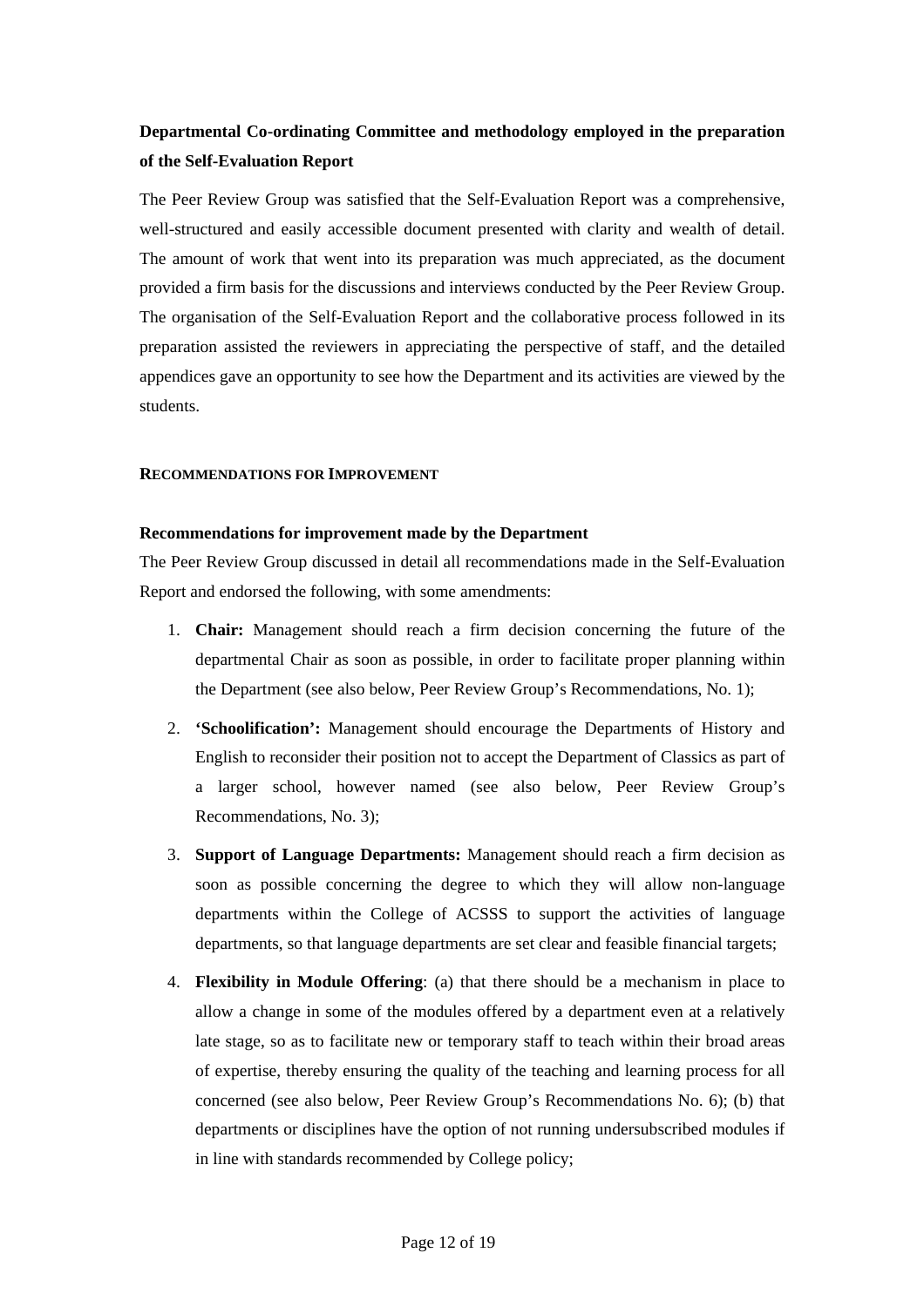### Departmental Co-ordinating Committee and methodology employed in the preparation of the Self-Evaluation Report

The Peer Review Group was satisfied that the Self-Evaluation Report was a comprehensive, well-structured and easily accessible document presented with clarity and wealth of detail. The amount of work that went into its preparation was much appreciated, as the document provided a firm basis for the discussions and interviews conducted by the Peer Review Group. The organisation of the Self-Evaluation Report and the collaborative process followed in its preparation assisted the reviewers in appreciating the perspective of staff, and the detailed appendices gave an opportunity to see how the Department and its activities are viewed by the students.

## RECOMMENDATIONS FOR IMPROVEMENT

### Recommendations for improvement made by the Department

The Peer Review Group discussed in detail all recommendations made in the Self-Evaluation Report and endorsed the following, with some amendments:

1. **Chair:** Management should reach a firm decision concerning the future of the departmental Chair as soon as possible, in order to facilitate proper planning within the Department (see also below, Peer Review Group's Recommendations, No. 1);
2. **'Schoolification':** Management should encourage the Departments of History and English to reconsider their position not to accept the Department of Classics as part of a larger school, however named (see also below, Peer Review Group's Recommendations, No. 3);
3. **Support of Language Departments:** Management should reach a firm decision as soon as possible concerning the degree to which they will allow non-language departments within the College of ACSSS to support the activities of language departments, so that language departments are set clear and feasible financial targets;
4. **Flexibility in Module Offering**: (a) that there should be a mechanism in place to allow a change in some of the modules offered by a department even at a relatively late stage, so as to facilitate new or temporary staff to teach within their broad areas of expertise, thereby ensuring the quality of the teaching and learning process for all concerned (see also below, Peer Review Group's Recommendations No. 6); (b) that departments or disciplines have the option of not running undersubscribed modules if in line with standards recommended by College policy;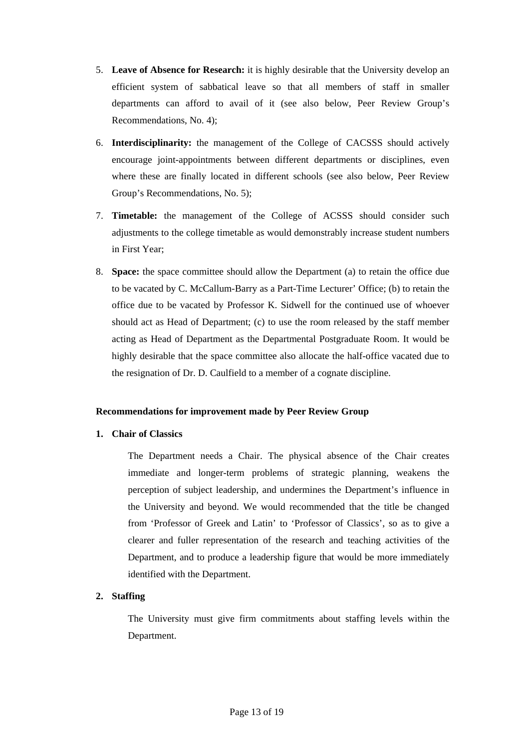5. **Leave of Absence for Research:** it is highly desirable that the University develop an efficient system of sabbatical leave so that all members of staff in smaller departments can afford to avail of it (see also below, Peer Review Group's Recommendations, No. 4);

6. **Interdisciplinarity:** the management of the College of CACSSS should actively encourage joint-appointments between different departments or disciplines, even where these are finally located in different schools (see also below, Peer Review Group's Recommendations, No. 5);

7. **Timetable:** the management of the College of ACSSS should consider such adjustments to the college timetable as would demonstrably increase student numbers in First Year;

8. **Space:** the space committee should allow the Department (a) to retain the office due to be vacated by C. McCallum-Barry as a Part-Time Lecturer' Office; (b) to retain the office due to be vacated by Professor K. Sidwell for the continued use of whoever should act as Head of Department; (c) to use the room released by the staff member acting as Head of Department as the Departmental Postgraduate Room. It would be highly desirable that the space committee also allocate the half-office vacated due to the resignation of Dr. D. Caulfield to a member of a cognate discipline.

**Recommendations for improvement made by Peer Review Group**

**1. Chair of Classics**

The Department needs a Chair. The physical absence of the Chair creates immediate and longer-term problems of strategic planning, weakens the perception of subject leadership, and undermines the Department's influence in the University and beyond. We would recommended that the title be changed from 'Professor of Greek and Latin' to 'Professor of Classics', so as to give a clearer and fuller representation of the research and teaching activities of the Department, and to produce a leadership figure that would be more immediately identified with the Department.

**2. Staffing**

The University must give firm commitments about staffing levels within the Department.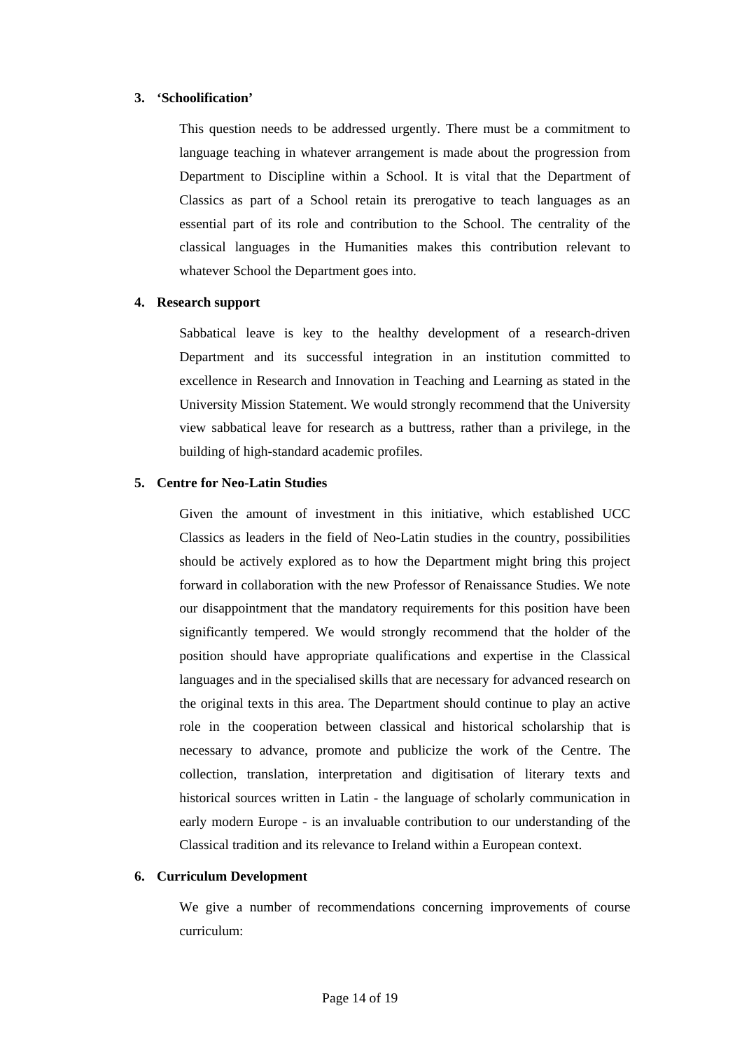**3. 'Schoolification'**

This question needs to be addressed urgently. There must be a commitment to language teaching in whatever arrangement is made about the progression from Department to Discipline within a School. It is vital that the Department of Classics as part of a School retain its prerogative to teach languages as an essential part of its role and contribution to the School. The centrality of the classical languages in the Humanities makes this contribution relevant to whatever School the Department goes into.

**4. Research support**

Sabbatical leave is key to the healthy development of a research-driven Department and its successful integration in an institution committed to excellence in Research and Innovation in Teaching and Learning as stated in the University Mission Statement. We would strongly recommend that the University view sabbatical leave for research as a buttress, rather than a privilege, in the building of high-standard academic profiles.

**5. Centre for Neo-Latin Studies**

Given the amount of investment in this initiative, which established UCC Classics as leaders in the field of Neo-Latin studies in the country, possibilities should be actively explored as to how the Department might bring this project forward in collaboration with the new Professor of Renaissance Studies. We note our disappointment that the mandatory requirements for this position have been significantly tempered. We would strongly recommend that the holder of the position should have appropriate qualifications and expertise in the Classical languages and in the specialised skills that are necessary for advanced research on the original texts in this area. The Department should continue to play an active role in the cooperation between classical and historical scholarship that is necessary to advance, promote and publicize the work of the Centre. The collection, translation, interpretation and digitisation of literary texts and historical sources written in Latin - the language of scholarly communication in early modern Europe - is an invaluable contribution to our understanding of the Classical tradition and its relevance to Ireland within a European context.

**6. Curriculum Development**

We give a number of recommendations concerning improvements of course curriculum: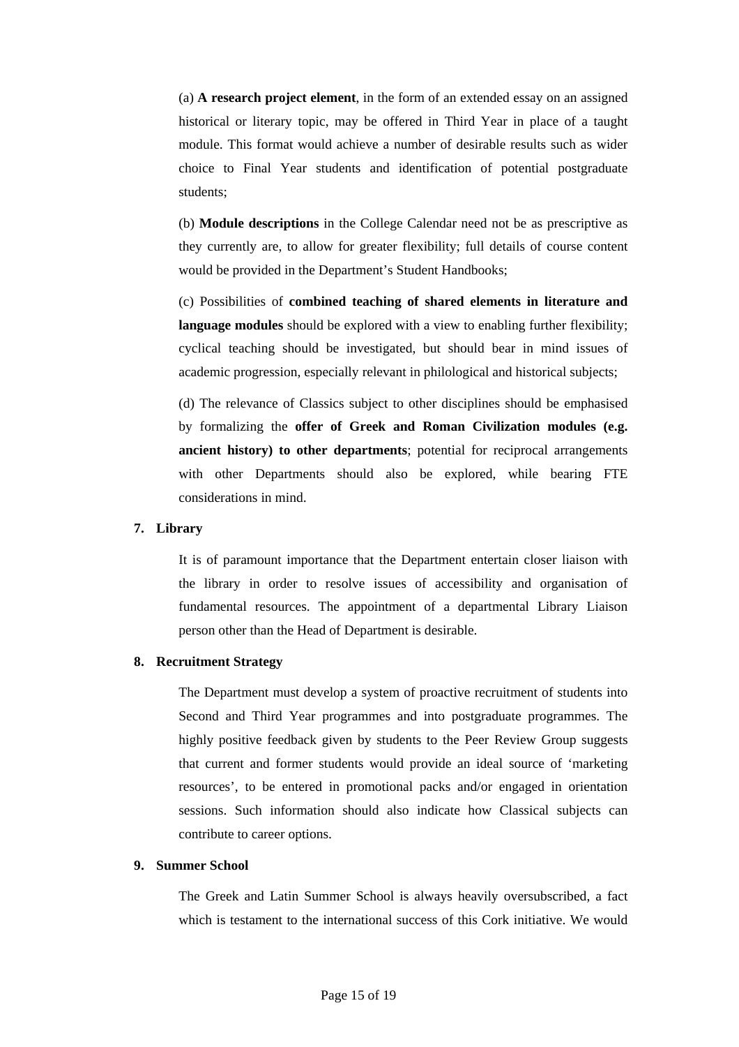(a) **A research project element**, in the form of an extended essay on an assigned historical or literary topic, may be offered in Third Year in place of a taught module. This format would achieve a number of desirable results such as wider choice to Final Year students and identification of potential postgraduate students;

(b) **Module descriptions** in the College Calendar need not be as prescriptive as they currently are, to allow for greater flexibility; full details of course content would be provided in the Department's Student Handbooks;

(c) Possibilities of **combined teaching of shared elements in literature and language modules** should be explored with a view to enabling further flexibility; cyclical teaching should be investigated, but should bear in mind issues of academic progression, especially relevant in philological and historical subjects;

(d) The relevance of Classics subject to other disciplines should be emphasised by formalizing the **offer of Greek and Roman Civilization modules (e.g. ancient history) to other departments**; potential for reciprocal arrangements with other Departments should also be explored, while bearing FTE considerations in mind.

**7. Library**

It is of paramount importance that the Department entertain closer liaison with the library in order to resolve issues of accessibility and organisation of fundamental resources. The appointment of a departmental Library Liaison person other than the Head of Department is desirable.

**8. Recruitment Strategy**

The Department must develop a system of proactive recruitment of students into Second and Third Year programmes and into postgraduate programmes. The highly positive feedback given by students to the Peer Review Group suggests that current and former students would provide an ideal source of 'marketing resources', to be entered in promotional packs and/or engaged in orientation sessions. Such information should also indicate how Classical subjects can contribute to career options.

**9. Summer School**

The Greek and Latin Summer School is always heavily oversubscribed, a fact which is testament to the international success of this Cork initiative. We would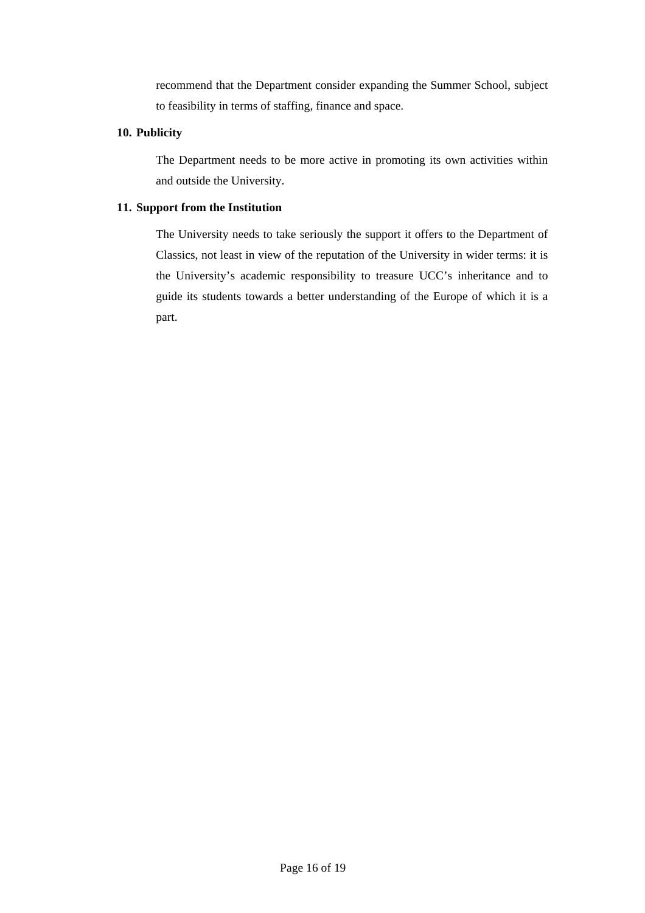recommend that the Department consider expanding the Summer School, subject to feasibility in terms of staffing, finance and space.

**10. Publicity**

The Department needs to be more active in promoting its own activities within and outside the University.

**11. Support from the Institution**

The University needs to take seriously the support it offers to the Department of Classics, not least in view of the reputation of the University in wider terms: it is the University's academic responsibility to treasure UCC's inheritance and to guide its students towards a better understanding of the Europe of which it is a part.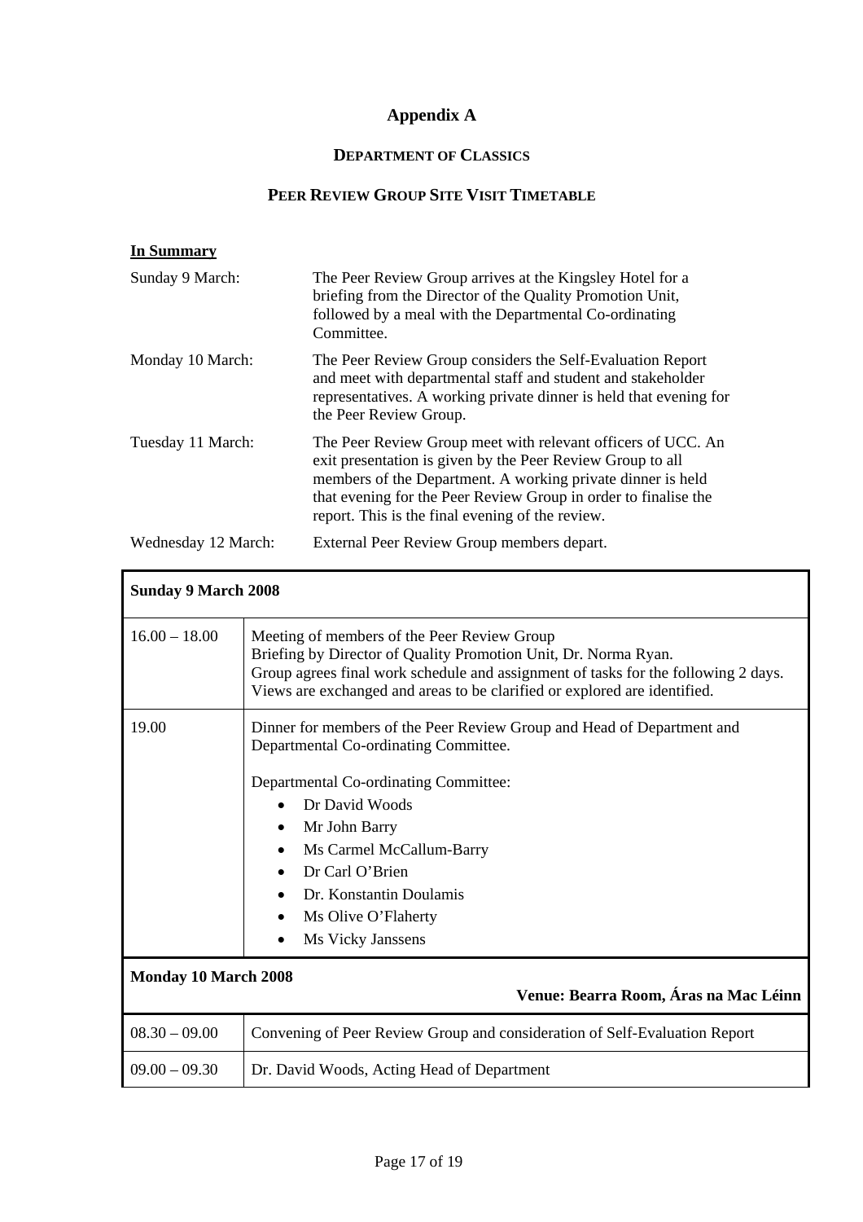# Appendix A

## DEPARTMENT OF CLASSICS

## PEER REVIEW GROUP SITE VISIT TIMETABLE

**In Summary**

| | |
|---|---|
| Sunday 9 March: | The Peer Review Group arrives at the Kingsley Hotel for a briefing from the Director of the Quality Promotion Unit, followed by a meal with the Departmental Co-ordinating Committee. |
| Monday 10 March: | The Peer Review Group considers the Self-Evaluation Report and meet with departmental staff and student and stakeholder representatives. A working private dinner is held that evening for the Peer Review Group. |
| Tuesday 11 March: | The Peer Review Group meet with relevant officers of UCC. An exit presentation is given by the Peer Review Group to all members of the Department. A working private dinner is held that evening for the Peer Review Group in order to finalise the report. This is the final evening of the review. |
| Wednesday 12 March: | External Peer Review Group members depart. |

| **Sunday 9 March 2008** | |
|---|---|
| 16.00 – 18.00 | Meeting of members of the Peer Review Group<br>Briefing by Director of Quality Promotion Unit, Dr. Norma Ryan.<br>Group agrees final work schedule and assignment of tasks for the following 2 days.<br>Views are exchanged and areas to be clarified or explored are identified. |
| 19.00 | Dinner for members of the Peer Review Group and Head of Department and Departmental Co-ordinating Committee.<br><br>Departmental Co-ordinating Committee:<br>• Dr David Woods<br>• Mr John Barry<br>• Ms Carmel McCallum-Barry<br>• Dr Carl O'Brien<br>• Dr. Konstantin Doulamis<br>• Ms Olive O'Flaherty<br>• Ms Vicky Janssens |
| **Monday 10 March 2008** | **Venue: Bearra Room, Áras na Mac Léinn** |
| 08.30 – 09.00 | Convening of Peer Review Group and consideration of Self-Evaluation Report |
| 09.00 – 09.30 | Dr. David Woods, Acting Head of Department |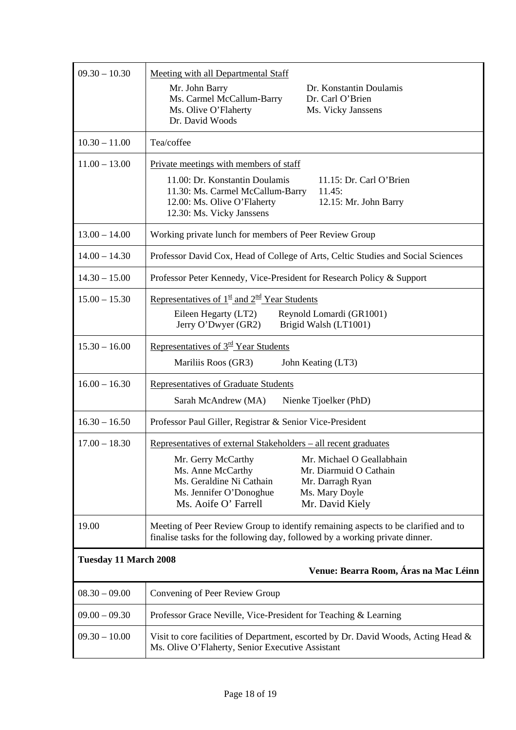| | |
|---|---|
| 09.30 – 10.30 | Meeting with all Departmental Staff<br>Mr. John Barry, Ms. Carmel McCallum-Barry, Ms. Olive O'Flaherty, Dr. David Woods, Dr. Konstantin Doulamis, Dr. Carl O'Brien, Ms. Vicky Janssens |
| 10.30 – 11.00 | Tea/coffee |
| 11.00 – 13.00 | Private meetings with members of staff<br>11.00: Dr. Konstantin Doulamis<br>11.15: Dr. Carl O'Brien<br>11.30: Ms. Carmel McCallum-Barry<br>11.45:<br>12.00: Ms. Olive O'Flaherty<br>12.15: Mr. John Barry<br>12.30: Ms. Vicky Janssens |
| 13.00 – 14.00 | Working private lunch for members of Peer Review Group |
| 14.00 – 14.30 | Professor David Cox, Head of College of Arts, Celtic Studies and Social Sciences |
| 14.30 – 15.00 | Professor Peter Kennedy, Vice-President for Research Policy & Support |
| 15.00 – 15.30 | Representatives of 1st and 2nd Year Students<br>Eileen Hegarty (LT2), Reynold Lomardi (GR1001), Jerry O'Dwyer (GR2), Brigid Walsh (LT1001) |
| 15.30 – 16.00 | Representatives of 3rd Year Students<br>Mariliis Roos (GR3), John Keating (LT3) |
| 16.00 – 16.30 | Representatives of Graduate Students<br>Sarah McAndrew (MA), Nienke Tjoelker (PhD) |
| 16.30 – 16.50 | Professor Paul Giller, Registrar & Senior Vice-President |
| 17.00 – 18.30 | Representatives of external Stakeholders – all recent graduates<br>Mr. Gerry McCarthy, Ms. Anne McCarthy, Ms. Geraldine Ni Cathain, Ms. Jennifer O'Donoghue, Ms. Aoife O' Farrell, Mr. Michael O Geallabhain, Mr. Diarmuid O Cathain, Mr. Darragh Ryan, Ms. Mary Doyle, Mr. David Kiely |
| 19.00 | Meeting of Peer Review Group to identify remaining aspects to be clarified and to finalise tasks for the following day, followed by a working private dinner. |
| **Tuesday 11 March 2008** | **Venue: Bearra Room, Áras na Mac Léinn** |
| 08.30 – 09.00 | Convening of Peer Review Group |
| 09.00 – 09.30 | Professor Grace Neville, Vice-President for Teaching & Learning |
| 09.30 – 10.00 | Visit to core facilities of Department, escorted by Dr. David Woods, Acting Head & Ms. Olive O'Flaherty, Senior Executive Assistant |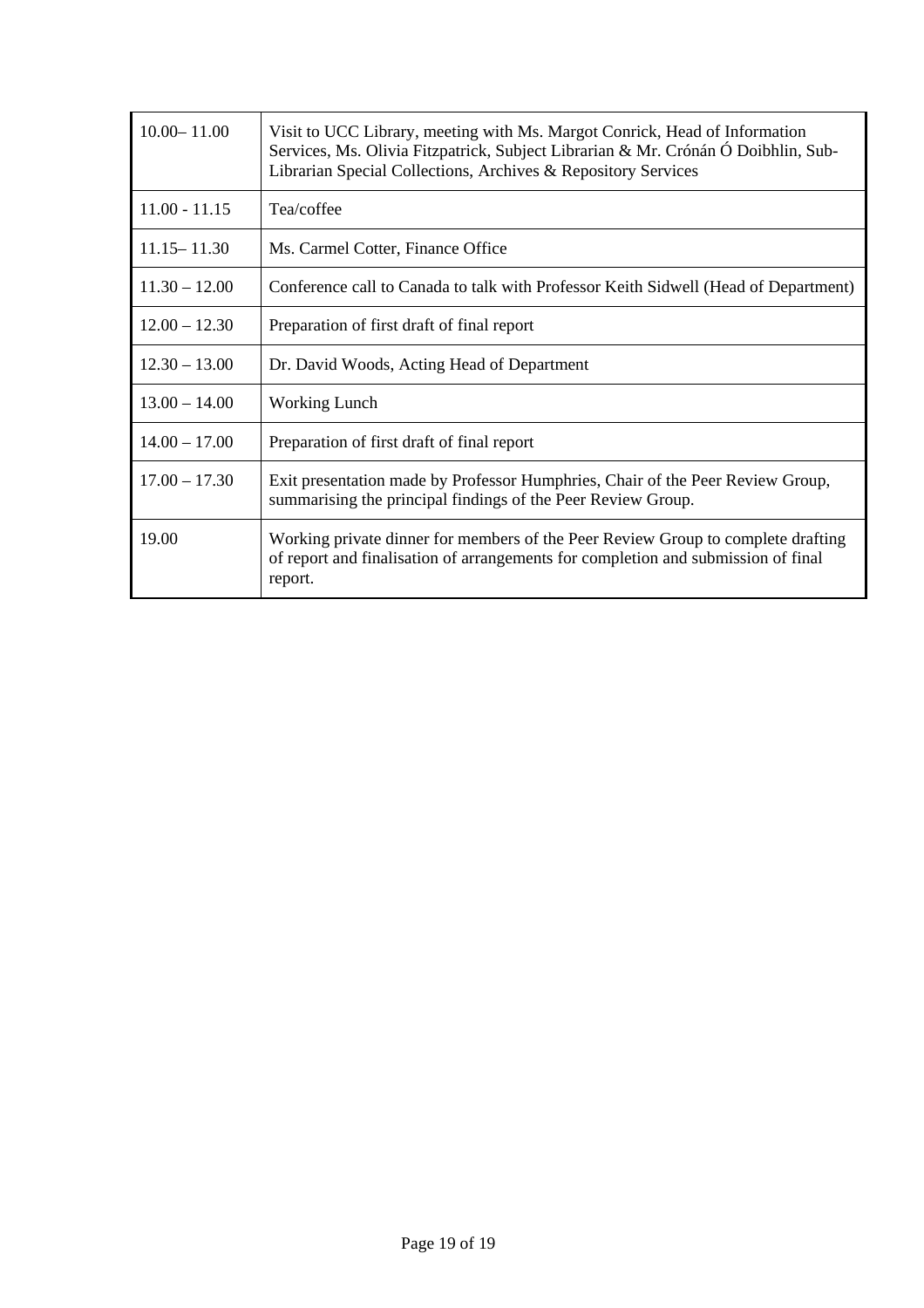| | |
|---|---|
| 10.00– 11.00 | Visit to UCC Library, meeting with Ms. Margot Conrick, Head of Information Services, Ms. Olivia Fitzpatrick, Subject Librarian & Mr. Crónán Ó Doibhlin, Sub-Librarian Special Collections, Archives & Repository Services |
| 11.00 - 11.15 | Tea/coffee |
| 11.15– 11.30 | Ms. Carmel Cotter, Finance Office |
| 11.30 – 12.00 | Conference call to Canada to talk with Professor Keith Sidwell (Head of Department) |
| 12.00 – 12.30 | Preparation of first draft of final report |
| 12.30 – 13.00 | Dr. David Woods, Acting Head of Department |
| 13.00 – 14.00 | Working Lunch |
| 14.00 – 17.00 | Preparation of first draft of final report |
| 17.00 – 17.30 | Exit presentation made by Professor Humphries, Chair of the Peer Review Group, summarising the principal findings of the Peer Review Group. |
| 19.00 | Working private dinner for members of the Peer Review Group to complete drafting of report and finalisation of arrangements for completion and submission of final report. |